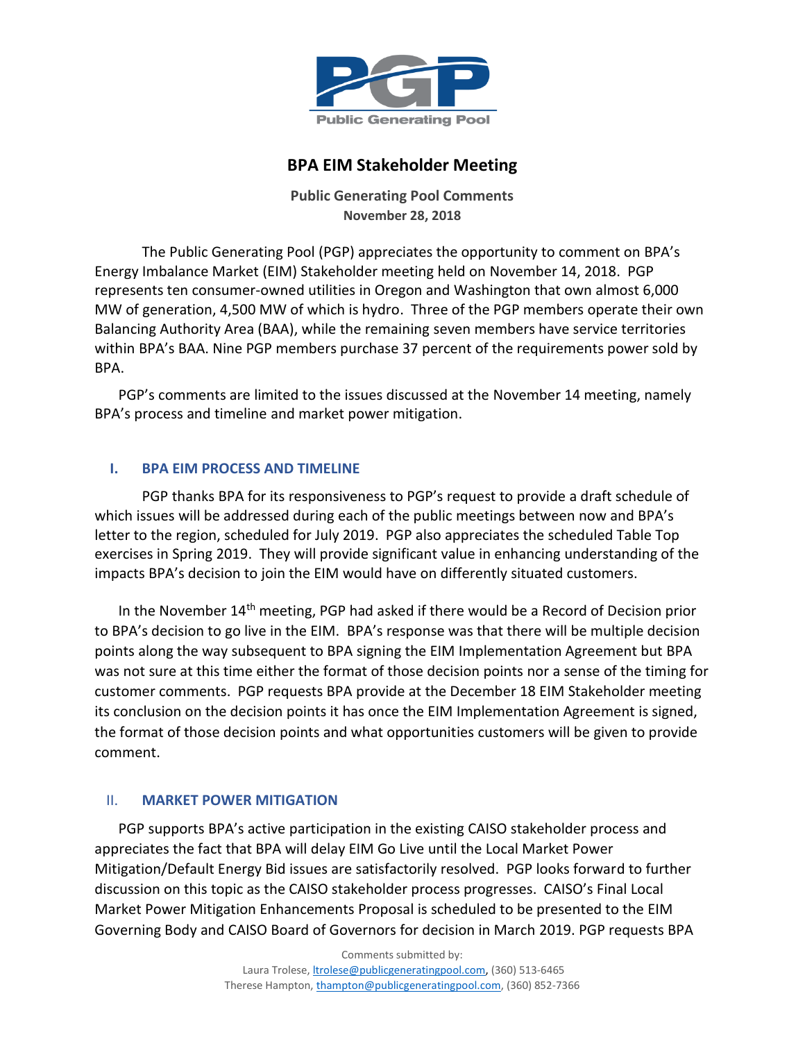**Public Generating Pool**

# BPA EIM Stakeholder Meeting

**Public Generating Pool Comments**
**November 28, 2018**

The Public Generating Pool (PGP) appreciates the opportunity to comment on BPA's Energy Imbalance Market (EIM) Stakeholder meeting held on November 14, 2018. PGP represents ten consumer-owned utilities in Oregon and Washington that own almost 6,000 MW of generation, 4,500 MW of which is hydro. Three of the PGP members operate their own Balancing Authority Area (BAA), while the remaining seven members have service territories within BPA's BAA. Nine PGP members purchase 37 percent of the requirements power sold by BPA.

PGP's comments are limited to the issues discussed at the November 14 meeting, namely BPA's process and timeline and market power mitigation.

## I. BPA EIM PROCESS AND TIMELINE

PGP thanks BPA for its responsiveness to PGP's request to provide a draft schedule of which issues will be addressed during each of the public meetings between now and BPA's letter to the region, scheduled for July 2019. PGP also appreciates the scheduled Table Top exercises in Spring 2019. They will provide significant value in enhancing understanding of the impacts BPA's decision to join the EIM would have on differently situated customers.

In the November 14th meeting, PGP had asked if there would be a Record of Decision prior to BPA's decision to go live in the EIM. BPA's response was that there will be multiple decision points along the way subsequent to BPA signing the EIM Implementation Agreement but BPA was not sure at this time either the format of those decision points nor a sense of the timing for customer comments. PGP requests BPA provide at the December 18 EIM Stakeholder meeting its conclusion on the decision points it has once the EIM Implementation Agreement is signed, the format of those decision points and what opportunities customers will be given to provide comment.

## II. MARKET POWER MITIGATION

PGP supports BPA's active participation in the existing CAISO stakeholder process and appreciates the fact that BPA will delay EIM Go Live until the Local Market Power Mitigation/Default Energy Bid issues are satisfactorily resolved. PGP looks forward to further discussion on this topic as the CAISO stakeholder process progresses. CAISO's Final Local Market Power Mitigation Enhancements Proposal is scheduled to be presented to the EIM Governing Body and CAISO Board of Governors for decision in March 2019. PGP requests BPA

Comments submitted by:
Laura Trolese, ltrolese@publicgeneratingpool.com, (360) 513-6465
Therese Hampton, thampton@publicgeneratingpool.com, (360) 852-7366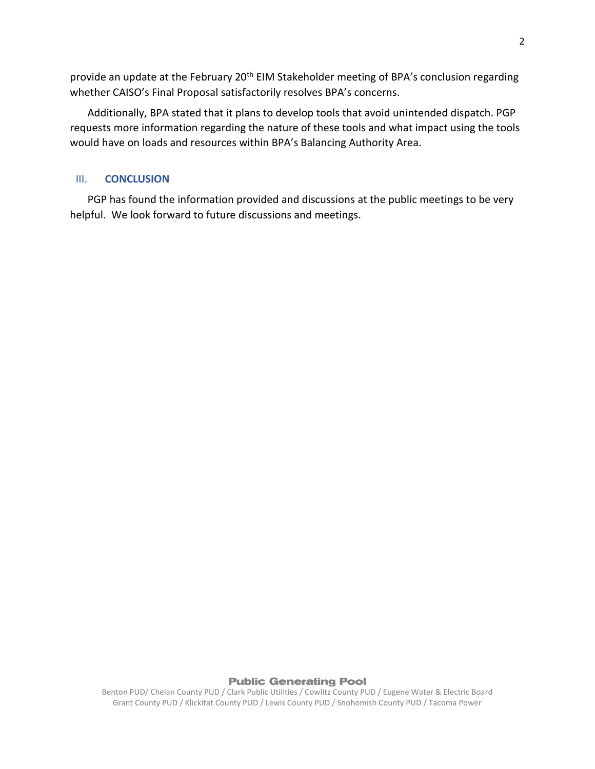provide an update at the February 20th EIM Stakeholder meeting of BPA's conclusion regarding whether CAISO's Final Proposal satisfactorily resolves BPA's concerns.

Additionally, BPA stated that it plans to develop tools that avoid unintended dispatch. PGP requests more information regarding the nature of these tools and what impact using the tools would have on loads and resources within BPA's Balancing Authority Area.

## III. CONCLUSION

PGP has found the information provided and discussions at the public meetings to be very helpful. We look forward to future discussions and meetings.